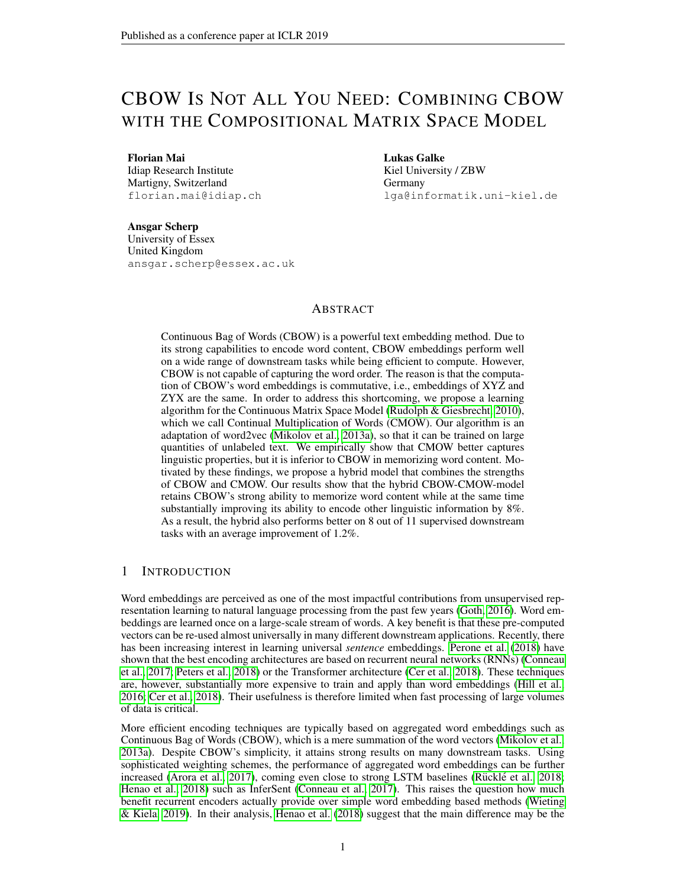# CBOW Is Not All You Need: Combining CBOW with the Compositional Matrix Space Model

**Florian Mai**
Idiap Research Institute
Martigny, Switzerland
florian.mai@idiap.ch

**Lukas Galke**
Kiel University / ZBW
Germany
lga@informatik.uni-kiel.de

**Ansgar Scherp**
University of Essex
United Kingdom
ansgar.scherp@essex.ac.uk

## Abstract

Continuous Bag of Words (CBOW) is a powerful text embedding method. Due to its strong capabilities to encode word content, CBOW embeddings perform well on a wide range of downstream tasks while being efficient to compute. However, CBOW is not capable of capturing the word order. The reason is that the computation of CBOW's word embeddings is commutative, i.e., embeddings of XYZ and ZYX are the same. In order to address this shortcoming, we propose a learning algorithm for the Continuous Matrix Space Model (Rudolph & Giesbrecht, 2010), which we call Continual Multiplication of Words (CMOW). Our algorithm is an adaptation of word2vec (Mikolov et al., 2013a), so that it can be trained on large quantities of unlabeled text. We empirically show that CMOW better captures linguistic properties, but it is inferior to CBOW in memorizing word content. Motivated by these findings, we propose a hybrid model that combines the strengths of CBOW and CMOW. Our results show that the hybrid CBOW-CMOW-model retains CBOW's strong ability to memorize word content while at the same time substantially improving its ability to encode other linguistic information by 8%. As a result, the hybrid also performs better on 8 out of 11 supervised downstream tasks with an average improvement of 1.2%.

## 1 Introduction

Word embeddings are perceived as one of the most impactful contributions from unsupervised representation learning to natural language processing from the past few years (Goth, 2016). Word embeddings are learned once on a large-scale stream of words. A key benefit is that these pre-computed vectors can be re-used almost universally in many different downstream applications. Recently, there has been increasing interest in learning universal *sentence* embeddings. Perone et al. (2018) have shown that the best encoding architectures are based on recurrent neural networks (RNNs) (Conneau et al., 2017; Peters et al., 2018) or the Transformer architecture (Cer et al., 2018). These techniques are, however, substantially more expensive to train and apply than word embeddings (Hill et al., 2016; Cer et al., 2018). Their usefulness is therefore limited when fast processing of large volumes of data is critical.

More efficient encoding techniques are typically based on aggregated word embeddings such as Continuous Bag of Words (CBOW), which is a mere summation of the word vectors (Mikolov et al., 2013a). Despite CBOW's simplicity, it attains strong results on many downstream tasks. Using sophisticated weighting schemes, the performance of aggregated word embeddings can be further increased (Arora et al., 2017), coming even close to strong LSTM baselines (Rücklé et al., 2018; Henao et al., 2018) such as InferSent (Conneau et al., 2017). This raises the question how much benefit recurrent encoders actually provide over simple word embedding based methods (Wieting & Kiela, 2019). In their analysis, Henao et al. (2018) suggest that the main difference may be the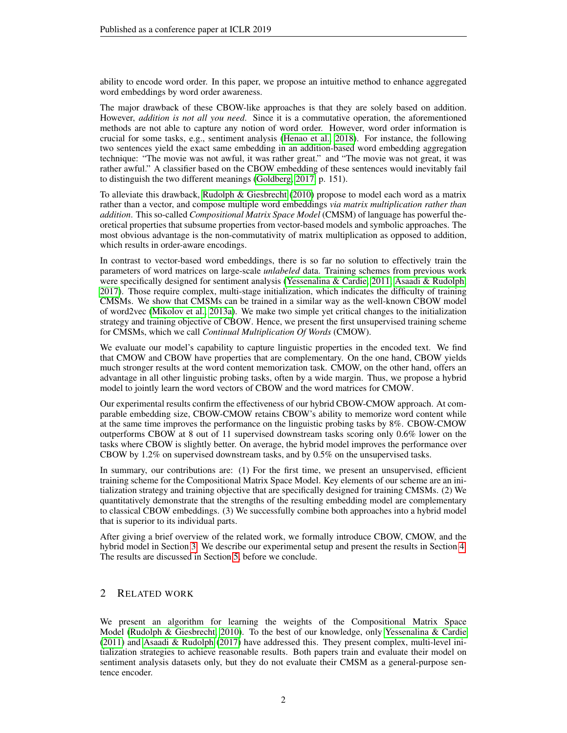ability to encode word order. In this paper, we propose an intuitive method to enhance aggregated word embeddings by word order awareness.

The major drawback of these CBOW-like approaches is that they are solely based on addition. However, *addition is not all you need*. Since it is a commutative operation, the aforementioned methods are not able to capture any notion of word order. However, word order information is crucial for some tasks, e.g., sentiment analysis (Henao et al., 2018). For instance, the following two sentences yield the exact same embedding in an addition-based word embedding aggregation technique: "The movie was not awful, it was rather great." and "The movie was not great, it was rather awful." A classifier based on the CBOW embedding of these sentences would inevitably fail to distinguish the two different meanings (Goldberg, 2017, p. 151).

To alleviate this drawback, Rudolph & Giesbrecht (2010) propose to model each word as a matrix rather than a vector, and compose multiple word embeddings *via matrix multiplication rather than addition*. This so-called *Compositional Matrix Space Model* (CMSM) of language has powerful theoretical properties that subsume properties from vector-based models and symbolic approaches. The most obvious advantage is the non-commutativity of matrix multiplication as opposed to addition, which results in order-aware encodings.

In contrast to vector-based word embeddings, there is so far no solution to effectively train the parameters of word matrices on large-scale *unlabeled* data. Training schemes from previous work were specifically designed for sentiment analysis (Yessenalina & Cardie, 2011; Asaadi & Rudolph, 2017). Those require complex, multi-stage initialization, which indicates the difficulty of training CMSMs. We show that CMSMs can be trained in a similar way as the well-known CBOW model of word2vec (Mikolov et al., 2013a). We make two simple yet critical changes to the initialization strategy and training objective of CBOW. Hence, we present the first unsupervised training scheme for CMSMs, which we call *Continual Multiplication Of Words* (CMOW).

We evaluate our model's capability to capture linguistic properties in the encoded text. We find that CMOW and CBOW have properties that are complementary. On the one hand, CBOW yields much stronger results at the word content memorization task. CMOW, on the other hand, offers an advantage in all other linguistic probing tasks, often by a wide margin. Thus, we propose a hybrid model to jointly learn the word vectors of CBOW and the word matrices for CMOW.

Our experimental results confirm the effectiveness of our hybrid CBOW-CMOW approach. At comparable embedding size, CBOW-CMOW retains CBOW's ability to memorize word content while at the same time improves the performance on the linguistic probing tasks by 8%. CBOW-CMOW outperforms CBOW at 8 out of 11 supervised downstream tasks scoring only 0.6% lower on the tasks where CBOW is slightly better. On average, the hybrid model improves the performance over CBOW by 1.2% on supervised downstream tasks, and by 0.5% on the unsupervised tasks.

In summary, our contributions are: (1) For the first time, we present an unsupervised, efficient training scheme for the Compositional Matrix Space Model. Key elements of our scheme are an initialization strategy and training objective that are specifically designed for training CMSMs. (2) We quantitatively demonstrate that the strengths of the resulting embedding model are complementary to classical CBOW embeddings. (3) We successfully combine both approaches into a hybrid model that is superior to its individual parts.

After giving a brief overview of the related work, we formally introduce CBOW, CMOW, and the hybrid model in Section 3. We describe our experimental setup and present the results in Section 4. The results are discussed in Section 5, before we conclude.

## 2 Related Work

We present an algorithm for learning the weights of the Compositional Matrix Space Model (Rudolph & Giesbrecht, 2010). To the best of our knowledge, only Yessenalina & Cardie (2011) and Asaadi & Rudolph (2017) have addressed this. They present complex, multi-level initialization strategies to achieve reasonable results. Both papers train and evaluate their model on sentiment analysis datasets only, but they do not evaluate their CMSM as a general-purpose sentence encoder.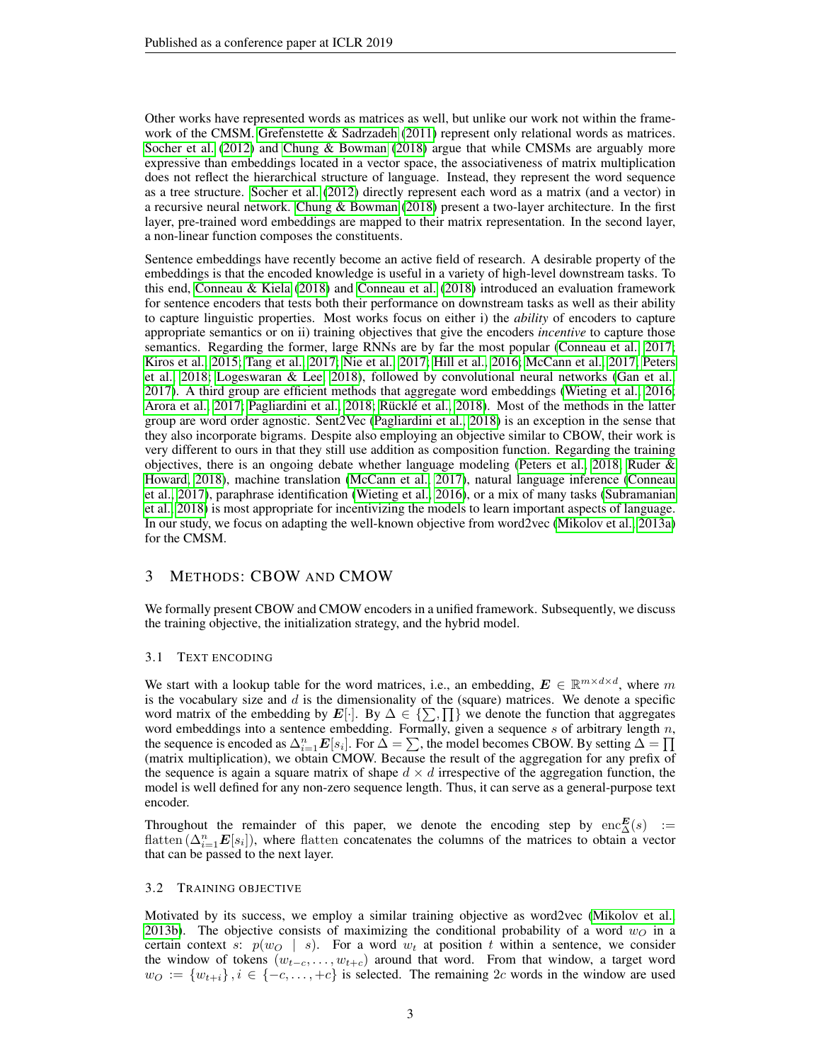Other works have represented words as matrices as well, but unlike our work not within the framework of the CMSM. Grefenstette & Sadrzadeh (2011) represent only relational words as matrices. Socher et al. (2012) and Chung & Bowman (2018) argue that while CMSMs are arguably more expressive than embeddings located in a vector space, the associativeness of matrix multiplication does not reflect the hierarchical structure of language. Instead, they represent the word sequence as a tree structure. Socher et al. (2012) directly represent each word as a matrix (and a vector) in a recursive neural network. Chung & Bowman (2018) present a two-layer architecture. In the first layer, pre-trained word embeddings are mapped to their matrix representation. In the second layer, a non-linear function composes the constituents.

Sentence embeddings have recently become an active field of research. A desirable property of the embeddings is that the encoded knowledge is useful in a variety of high-level downstream tasks. To this end, Conneau & Kiela (2018) and Conneau et al. (2018) introduced an evaluation framework for sentence encoders that tests both their performance on downstream tasks as well as their ability to capture linguistic properties. Most works focus on either i) the *ability* of encoders to capture appropriate semantics or on ii) training objectives that give the encoders *incentive* to capture those semantics. Regarding the former, large RNNs are by far the most popular (Conneau et al., 2017; Kiros et al., 2015; Tang et al., 2017; Nie et al., 2017; Hill et al., 2016; McCann et al., 2017; Peters et al., 2018; Logeswaran & Lee, 2018), followed by convolutional neural networks (Gan et al., 2017). A third group are efficient methods that aggregate word embeddings (Wieting et al., 2016; Arora et al., 2017; Pagliardini et al., 2018; Rücklé et al., 2018). Most of the methods in the latter group are word order agnostic. Sent2Vec (Pagliardini et al., 2018) is an exception in the sense that they also incorporate bigrams. Despite also employing an objective similar to CBOW, their work is very different to ours in that they still use addition as composition function. Regarding the training objectives, there is an ongoing debate whether language modeling (Peters et al., 2018; Ruder & Howard, 2018), machine translation (McCann et al., 2017), natural language inference (Conneau et al., 2017), paraphrase identification (Wieting et al., 2016), or a mix of many tasks (Subramanian et al., 2018) is most appropriate for incentivizing the models to learn important aspects of language. In our study, we focus on adapting the well-known objective from word2vec (Mikolov et al., 2013a) for the CMSM.

# 3 Methods: CBOW and CMOW

We formally present CBOW and CMOW encoders in a unified framework. Subsequently, we discuss the training objective, the initialization strategy, and the hybrid model.

## 3.1 Text encoding

We start with a lookup table for the word matrices, i.e., an embedding, $\boldsymbol{E} \in \mathbb{R}^{m \times d \times d}$, where $m$ is the vocabulary size and $d$ is the dimensionality of the (square) matrices. We denote a specific word matrix of the embedding by $\boldsymbol{E}[\cdot]$. By $\Delta \in \{\sum, \prod\}$ we denote the function that aggregates word embeddings into a sentence embedding. Formally, given a sequence $s$ of arbitrary length $n$, the sequence is encoded as $\Delta_{i=1}^{n} \boldsymbol{E}[s_i]$. For $\Delta = \sum$, the model becomes CBOW. By setting $\Delta = \prod$ (matrix multiplication), we obtain CMOW. Because the result of the aggregation for any prefix of the sequence is again a square matrix of shape $d \times d$ irrespective of the aggregation function, the model is well defined for any non-zero sequence length. Thus, it can serve as a general-purpose text encoder.

Throughout the remainder of this paper, we denote the encoding step by $\text{enc}_{\Delta}^{\boldsymbol{E}}(s) := \text{flatten}\left(\Delta_{i=1}^{n} \boldsymbol{E}[s_i]\right)$, where flatten concatenates the columns of the matrices to obtain a vector that can be passed to the next layer.

## 3.2 Training objective

Motivated by its success, we employ a similar training objective as word2vec (Mikolov et al., 2013b). The objective consists of maximizing the conditional probability of a word $w_O$ in a certain context $s$: $p(w_O \mid s)$. For a word $w_t$ at position $t$ within a sentence, we consider the window of tokens $(w_{t-c}, \ldots, w_{t+c})$ around that word. From that window, a target word $w_O := \{w_{t+i}\}, i \in \{-c, \ldots, +c\}$ is selected. The remaining $2c$ words in the window are used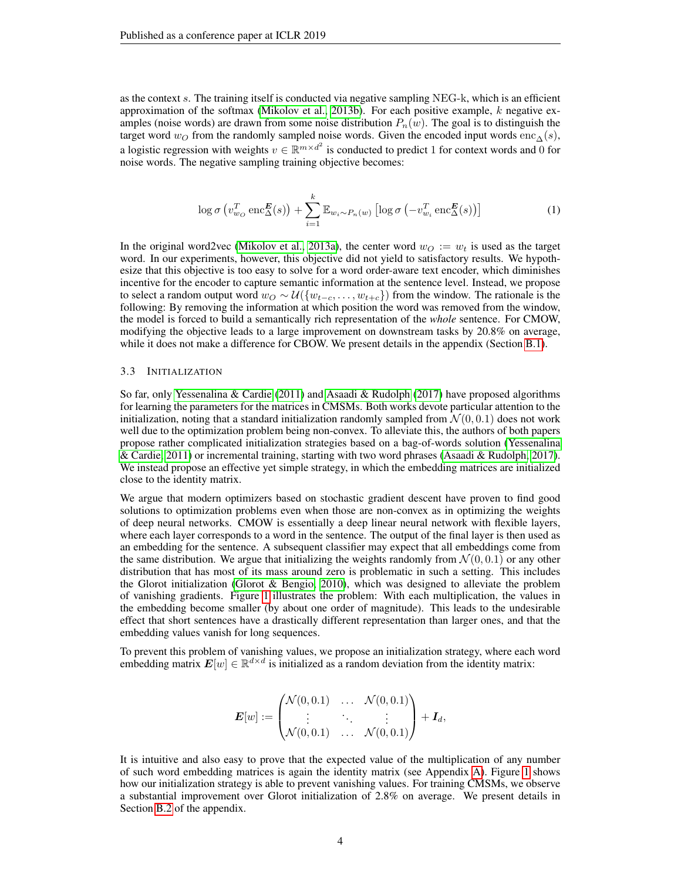as the context $s$. The training itself is conducted via negative sampling NEG-k, which is an efficient approximation of the softmax (Mikolov et al., 2013b). For each positive example, $k$ negative examples (noise words) are drawn from some noise distribution $P_n(w)$. The goal is to distinguish the target word $w_O$ from the randomly sampled noise words. Given the encoded input words $\text{enc}_\Delta(s)$, a logistic regression with weights $v \in \mathbb{R}^{m \times d^2}$ is conducted to predict 1 for context words and 0 for noise words. The negative sampling training objective becomes:

$$\log \sigma \left( v_{w_O}^T \, \text{enc}_\Delta^{\boldsymbol{E}}(s) \right) + \sum_{i=1}^{k} \mathbb{E}_{w_i \sim P_n(w)} \left[ \log \sigma \left( -v_{w_i}^T \, \text{enc}_\Delta^{\boldsymbol{E}}(s) \right) \right] \tag{1}$$

In the original word2vec (Mikolov et al., 2013a), the center word $w_O := w_t$ is used as the target word. In our experiments, however, this objective did not yield to satisfactory results. We hypothesize that this objective is too easy to solve for a word order-aware text encoder, which diminishes incentive for the encoder to capture semantic information at the sentence level. Instead, we propose to select a random output word $w_O \sim \mathcal{U}(\{w_{t-c}, \ldots, w_{t+c}\})$ from the window. The rationale is the following: By removing the information at which position the word was removed from the window, the model is forced to build a semantically rich representation of the *whole* sentence. For CMOW, modifying the objective leads to a large improvement on downstream tasks by 20.8% on average, while it does not make a difference for CBOW. We present details in the appendix (Section B.1).

### 3.3 Initialization

So far, only Yessenalina & Cardie (2011) and Asaadi & Rudolph (2017) have proposed algorithms for learning the parameters for the matrices in CMSMs. Both works devote particular attention to the initialization, noting that a standard initialization randomly sampled from $\mathcal{N}(0, 0.1)$ does not work well due to the optimization problem being non-convex. To alleviate this, the authors of both papers propose rather complicated initialization strategies based on a bag-of-words solution (Yessenalina & Cardie, 2011) or incremental training, starting with two word phrases (Asaadi & Rudolph, 2017). We instead propose an effective yet simple strategy, in which the embedding matrices are initialized close to the identity matrix.

We argue that modern optimizers based on stochastic gradient descent have proven to find good solutions to optimization problems even when those are non-convex as in optimizing the weights of deep neural networks. CMOW is essentially a deep linear neural network with flexible layers, where each layer corresponds to a word in the sentence. The output of the final layer is then used as an embedding for the sentence. A subsequent classifier may expect that all embeddings come from the same distribution. We argue that initializing the weights randomly from $\mathcal{N}(0, 0.1)$ or any other distribution that has most of its mass around zero is problematic in such a setting. This includes the Glorot initialization (Glorot & Bengio, 2010), which was designed to alleviate the problem of vanishing gradients. Figure 1 illustrates the problem: With each multiplication, the values in the embedding become smaller (by about one order of magnitude). This leads to the undesirable effect that short sentences have a drastically different representation than larger ones, and that the embedding values vanish for long sequences.

To prevent this problem of vanishing values, we propose an initialization strategy, where each word embedding matrix $\boldsymbol{E}[w] \in \mathbb{R}^{d \times d}$ is initialized as a random deviation from the identity matrix:

$$\boldsymbol{E}[w] := \begin{pmatrix} \mathcal{N}(0, 0.1) & \ldots & \mathcal{N}(0, 0.1) \\ \vdots & \ddots & \vdots \\ \mathcal{N}(0, 0.1) & \ldots & \mathcal{N}(0, 0.1) \end{pmatrix} + \boldsymbol{I}_d,$$

It is intuitive and also easy to prove that the expected value of the multiplication of any number of such word embedding matrices is again the identity matrix (see Appendix A). Figure 1 shows how our initialization strategy is able to prevent vanishing values. For training CMSMs, we observe a substantial improvement over Glorot initialization of 2.8% on average. We present details in Section B.2 of the appendix.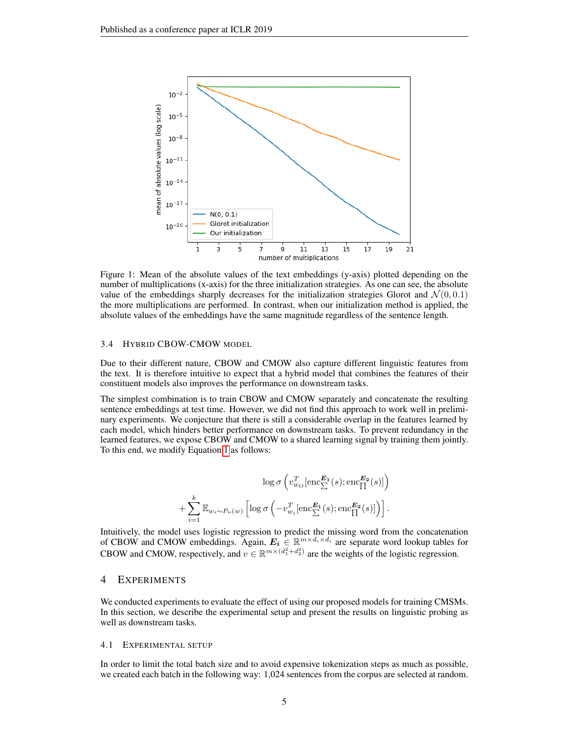mean of absolute values (log scale)

$10^{-2}$
$10^{-5}$
$10^{-8}$
$10^{-11}$
$10^{-14}$
$10^{-17}$
$10^{-20}$

N(0, 0.1)
Glorot initialization
Our initialization

1 3 5 7 9 11 13 15 17 19 21

number of multiplications

Figure 1: Mean of the absolute values of the text embeddings (y-axis) plotted depending on the number of multiplications (x-axis) for the three initialization strategies. As one can see, the absolute value of the embeddings sharply decreases for the initialization strategies Glorot and $\mathcal{N}(0, 0.1)$ the more multiplications are performed. In contrast, when our initialization method is applied, the absolute values of the embeddings have the same magnitude regardless of the sentence length.

### 3.4 Hybrid CBOW-CMOW model

Due to their different nature, CBOW and CMOW also capture different linguistic features from the text. It is therefore intuitive to expect that a hybrid model that combines the features of their constituent models also improves the performance on downstream tasks.

The simplest combination is to train CBOW and CMOW separately and concatenate the resulting sentence embeddings at test time. However, we did not find this approach to work well in preliminary experiments. We conjecture that there is still a considerable overlap in the features learned by each model, which hinders better performance on downstream tasks. To prevent redundancy in the learned features, we expose CBOW and CMOW to a shared learning signal by training them jointly. To this end, we modify Equation 1 as follows:

$$\log \sigma \left( v_{w_O}^T [\text{enc}_{\Sigma}^{\boldsymbol{E_1}}(s); \text{enc}_{\Pi}^{\boldsymbol{E_2}}(s)] \right)$$
$$+ \sum_{i=1}^{k} \mathbb{E}_{w_i \sim P_n(w)} \left[ \log \sigma \left( -v_{w_i}^T [\text{enc}_{\Sigma}^{\boldsymbol{E_1}}(s); \text{enc}_{\Pi}^{\boldsymbol{E_2}}(s)] \right) \right].$$

Intuitively, the model uses logistic regression to predict the missing word from the concatenation of CBOW and CMOW embeddings. Again, $\boldsymbol{E_i} \in \mathbb{R}^{m \times d_i \times d_i}$ are separate word lookup tables for CBOW and CMOW, respectively, and $v \in \mathbb{R}^{m \times (d_1^2 + d_2^2)}$ are the weights of the logistic regression.

## 4 Experiments

We conducted experiments to evaluate the effect of using our proposed models for training CMSMs. In this section, we describe the experimental setup and present the results on linguistic probing as well as downstream tasks.

### 4.1 Experimental setup

In order to limit the total batch size and to avoid expensive tokenization steps as much as possible, we created each batch in the following way: 1,024 sentences from the corpus are selected at random.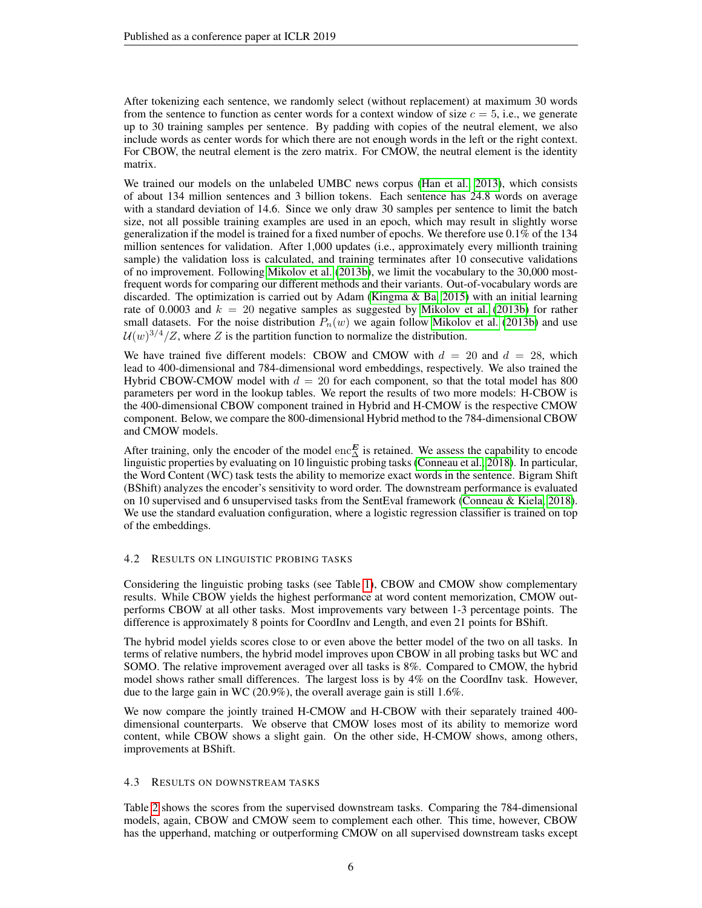After tokenizing each sentence, we randomly select (without replacement) at maximum 30 words from the sentence to function as center words for a context window of size $c = 5$, i.e., we generate up to 30 training samples per sentence. By padding with copies of the neutral element, we also include words as center words for which there are not enough words in the left or the right context. For CBOW, the neutral element is the zero matrix. For CMOW, the neutral element is the identity matrix.

We trained our models on the unlabeled UMBC news corpus (Han et al., 2013), which consists of about 134 million sentences and 3 billion tokens. Each sentence has 24.8 words on average with a standard deviation of 14.6. Since we only draw 30 samples per sentence to limit the batch size, not all possible training examples are used in an epoch, which may result in slightly worse generalization if the model is trained for a fixed number of epochs. We therefore use 0.1% of the 134 million sentences for validation. After 1,000 updates (i.e., approximately every millionth training sample) the validation loss is calculated, and training terminates after 10 consecutive validations of no improvement. Following Mikolov et al. (2013b), we limit the vocabulary to the 30,000 most-frequent words for comparing our different methods and their variants. Out-of-vocabulary words are discarded. The optimization is carried out by Adam (Kingma & Ba, 2015) with an initial learning rate of 0.0003 and $k = 20$ negative samples as suggested by Mikolov et al. (2013b) for rather small datasets. For the noise distribution $P_n(w)$ we again follow Mikolov et al. (2013b) and use $\mathcal{U}(w)^{3/4}/Z$, where $Z$ is the partition function to normalize the distribution.

We have trained five different models: CBOW and CMOW with $d = 20$ and $d = 28$, which lead to 400-dimensional and 784-dimensional word embeddings, respectively. We also trained the Hybrid CBOW-CMOW model with $d = 20$ for each component, so that the total model has 800 parameters per word in the lookup tables. We report the results of two more models: H-CBOW is the 400-dimensional CBOW component trained in Hybrid and H-CMOW is the respective CMOW component. Below, we compare the 800-dimensional Hybrid method to the 784-dimensional CBOW and CMOW models.

After training, only the encoder of the model $\text{enc}_{\Delta}^{\boldsymbol{E}}$ is retained. We assess the capability to encode linguistic properties by evaluating on 10 linguistic probing tasks (Conneau et al., 2018). In particular, the Word Content (WC) task tests the ability to memorize exact words in the sentence. Bigram Shift (BShift) analyzes the encoder's sensitivity to word order. The downstream performance is evaluated on 10 supervised and 6 unsupervised tasks from the SentEval framework (Conneau & Kiela, 2018). We use the standard evaluation configuration, where a logistic regression classifier is trained on top of the embeddings.

### 4.2 Results on linguistic probing tasks

Considering the linguistic probing tasks (see Table 1), CBOW and CMOW show complementary results. While CBOW yields the highest performance at word content memorization, CMOW outperforms CBOW at all other tasks. Most improvements vary between 1-3 percentage points. The difference is approximately 8 points for CoordInv and Length, and even 21 points for BShift.

The hybrid model yields scores close to or even above the better model of the two on all tasks. In terms of relative numbers, the hybrid model improves upon CBOW in all probing tasks but WC and SOMO. The relative improvement averaged over all tasks is 8%. Compared to CMOW, the hybrid model shows rather small differences. The largest loss is by 4% on the CoordInv task. However, due to the large gain in WC (20.9%), the overall average gain is still 1.6%.

We now compare the jointly trained H-CMOW and H-CBOW with their separately trained 400-dimensional counterparts. We observe that CMOW loses most of its ability to memorize word content, while CBOW shows a slight gain. On the other side, H-CMOW shows, among others, improvements at BShift.

### 4.3 Results on downstream tasks

Table 2 shows the scores from the supervised downstream tasks. Comparing the 784-dimensional models, again, CBOW and CMOW seem to complement each other. This time, however, CBOW has the upperhand, matching or outperforming CMOW on all supervised downstream tasks except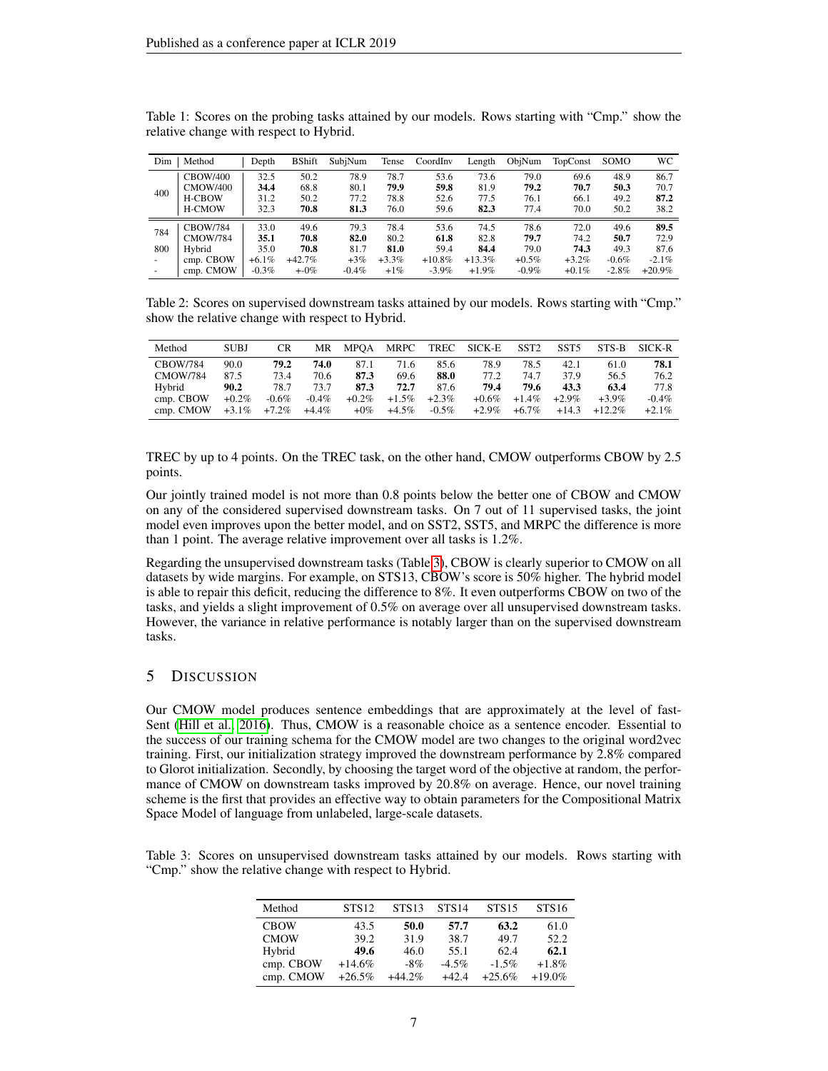Table 1: Scores on the probing tasks attained by our models. Rows starting with "Cmp." show the relative change with respect to Hybrid.

| Dim | Method | Depth | BShift | SubjNum | Tense | CoordInv | Length | ObjNum | TopConst | SOMO | WC |
|---|---|---|---|---|---|---|---|---|---|---|---|
| 400 | CBOW/400 | 32.5 | 50.2 | 78.9 | 78.7 | 53.6 | 73.6 | 79.0 | 69.6 | 48.9 | 86.7 |
| | CMOW/400 | **34.4** | 68.8 | 80.1 | **79.9** | **59.8** | 81.9 | **79.2** | **70.7** | **50.3** | 70.7 |
| | H-CBOW | 31.2 | 50.2 | 77.2 | 78.8 | 52.6 | 77.5 | 76.1 | 66.1 | 49.2 | **87.2** |
| | H-CMOW | 32.3 | **70.8** | **81.3** | 76.0 | 59.6 | **82.3** | 77.4 | 70.0 | 50.2 | 38.2 |
| 784 | CBOW/784 | 33.0 | 49.6 | 79.3 | 78.4 | 53.6 | 74.5 | 78.6 | 72.0 | 49.6 | **89.5** |
| | CMOW/784 | **35.1** | **70.8** | **82.0** | 80.2 | **61.8** | 82.8 | **79.7** | 74.2 | **50.7** | 72.9 |
| 800 | Hybrid | 35.0 | **70.8** | 81.7 | **81.0** | 59.4 | **84.4** | 79.0 | **74.3** | 49.3 | 87.6 |
| - | cmp. CBOW | +6.1% | +42.7% | +3% | +3.3% | +10.8% | +13.3% | +0.5% | +3.2% | -0.6% | -2.1% |
| - | cmp. CMOW | -0.3% | +-0% | -0.4% | +1% | -3.9% | +1.9% | -0.9% | +0.1% | -2.8% | +20.9% |

Table 2: Scores on supervised downstream tasks attained by our models. Rows starting with "Cmp." show the relative change with respect to Hybrid.

| Method | SUBJ | CR | MR | MPQA | MRPC | TREC | SICK-E | SST2 | SST5 | STS-B | SICK-R |
|---|---|---|---|---|---|---|---|---|---|---|---|
| CBOW/784 | 90.0 | **79.2** | **74.0** | 87.1 | 71.6 | 85.6 | 78.9 | 78.5 | 42.1 | 61.0 | **78.1** |
| CMOW/784 | 87.5 | 73.4 | 70.6 | **87.3** | 69.6 | **88.0** | 77.2 | 74.7 | 37.9 | 56.5 | 76.2 |
| Hybrid | **90.2** | 78.7 | 73.7 | **87.3** | **72.7** | 87.6 | **79.4** | **79.6** | **43.3** | **63.4** | 77.8 |
| cmp. CBOW | +0.2% | -0.6% | -0.4% | +0.2% | +1.5% | +2.3% | +0.6% | +1.4% | +2.9% | +3.9% | -0.4% |
| cmp. CMOW | +3.1% | +7.2% | +4.4% | +0% | +4.5% | -0.5% | +2.9% | +6.7% | +14.3 | +12.2% | +2.1% |

TREC by up to 4 points. On the TREC task, on the other hand, CMOW outperforms CBOW by 2.5 points.

Our jointly trained model is not more than 0.8 points below the better one of CBOW and CMOW on any of the considered supervised downstream tasks. On 7 out of 11 supervised tasks, the joint model even improves upon the better model, and on SST2, SST5, and MRPC the difference is more than 1 point. The average relative improvement over all tasks is 1.2%.

Regarding the unsupervised downstream tasks (Table 3), CBOW is clearly superior to CMOW on all datasets by wide margins. For example, on STS13, CBOW's score is 50% higher. The hybrid model is able to repair this deficit, reducing the difference to 8%. It even outperforms CBOW on two of the tasks, and yields a slight improvement of 0.5% on average over all unsupervised downstream tasks. However, the variance in relative performance is notably larger than on the supervised downstream tasks.

## 5 Discussion

Our CMOW model produces sentence embeddings that are approximately at the level of fastSent (Hill et al., 2016). Thus, CMOW is a reasonable choice as a sentence encoder. Essential to the success of our training schema for the CMOW model are two changes to the original word2vec training. First, our initialization strategy improved the downstream performance by 2.8% compared to Glorot initialization. Secondly, by choosing the target word of the objective at random, the performance of CMOW on downstream tasks improved by 20.8% on average. Hence, our novel training scheme is the first that provides an effective way to obtain parameters for the Compositional Matrix Space Model of language from unlabeled, large-scale datasets.

Table 3: Scores on unsupervised downstream tasks attained by our models. Rows starting with "Cmp." show the relative change with respect to Hybrid.

| Method | STS12 | STS13 | STS14 | STS15 | STS16 |
|---|---|---|---|---|---|
| CBOW | 43.5 | **50.0** | **57.7** | **63.2** | 61.0 |
| CMOW | 39.2 | 31.9 | 38.7 | 49.7 | 52.2 |
| Hybrid | **49.6** | 46.0 | 55.1 | 62.4 | **62.1** |
| cmp. CBOW | +14.6% | -8% | -4.5% | -1.5% | +1.8% |
| cmp. CMOW | +26.5% | +44.2% | +42.4 | +25.6% | +19.0% |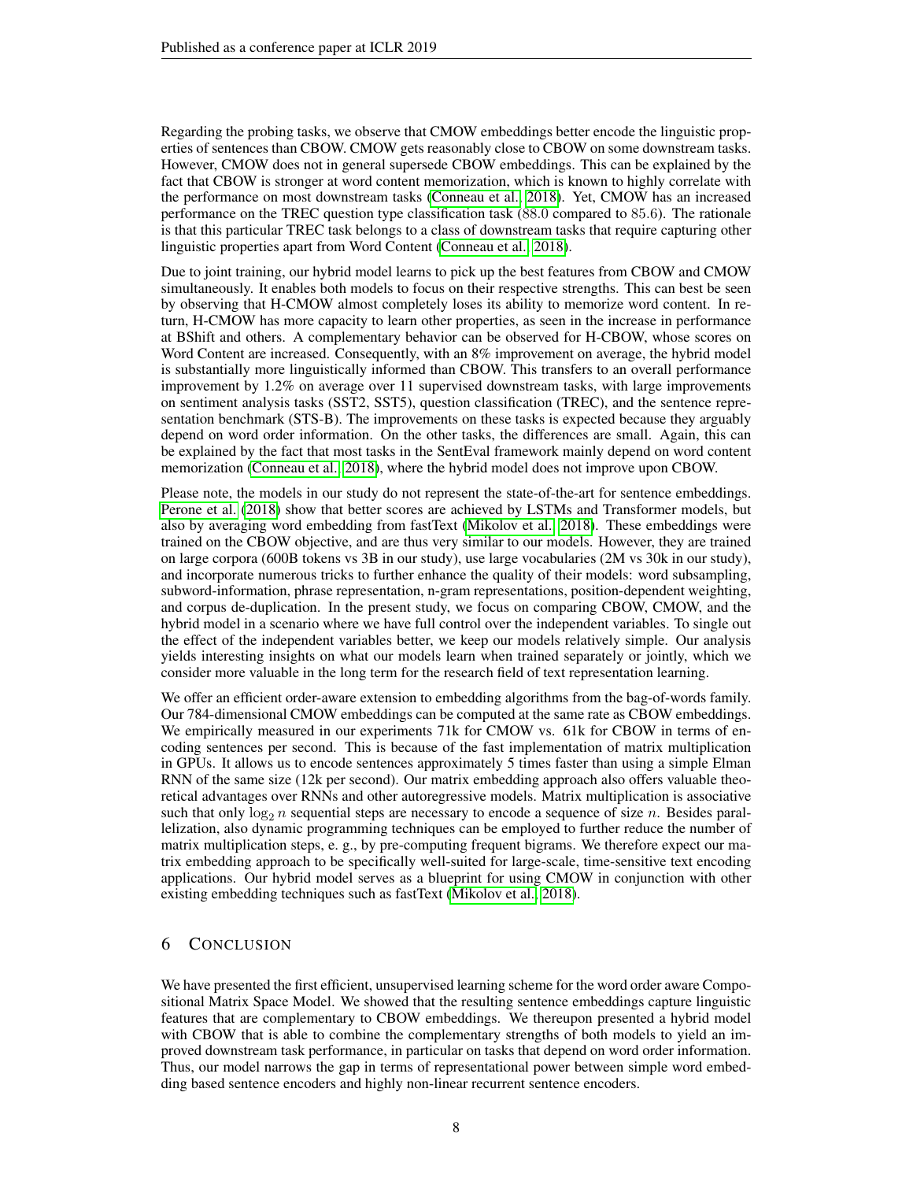Regarding the probing tasks, we observe that CMOW embeddings better encode the linguistic properties of sentences than CBOW. CMOW gets reasonably close to CBOW on some downstream tasks. However, CMOW does not in general supersede CBOW embeddings. This can be explained by the fact that CBOW is stronger at word content memorization, which is known to highly correlate with the performance on most downstream tasks (Conneau et al., 2018). Yet, CMOW has an increased performance on the TREC question type classification task ($88.0$ compared to $85.6$). The rationale is that this particular TREC task belongs to a class of downstream tasks that require capturing other linguistic properties apart from Word Content (Conneau et al., 2018).

Due to joint training, our hybrid model learns to pick up the best features from CBOW and CMOW simultaneously. It enables both models to focus on their respective strengths. This can best be seen by observing that H-CMOW almost completely loses its ability to memorize word content. In return, H-CMOW has more capacity to learn other properties, as seen in the increase in performance at BShift and others. A complementary behavior can be observed for H-CBOW, whose scores on Word Content are increased. Consequently, with an 8% improvement on average, the hybrid model is substantially more linguistically informed than CBOW. This transfers to an overall performance improvement by 1.2% on average over 11 supervised downstream tasks, with large improvements on sentiment analysis tasks (SST2, SST5), question classification (TREC), and the sentence representation benchmark (STS-B). The improvements on these tasks is expected because they arguably depend on word order information. On the other tasks, the differences are small. Again, this can be explained by the fact that most tasks in the SentEval framework mainly depend on word content memorization (Conneau et al., 2018), where the hybrid model does not improve upon CBOW.

Please note, the models in our study do not represent the state-of-the-art for sentence embeddings. Perone et al. (2018) show that better scores are achieved by LSTMs and Transformer models, but also by averaging word embedding from fastText (Mikolov et al., 2018). These embeddings were trained on the CBOW objective, and are thus very similar to our models. However, they are trained on large corpora (600B tokens vs 3B in our study), use large vocabularies (2M vs 30k in our study), and incorporate numerous tricks to further enhance the quality of their models: word subsampling, subword-information, phrase representation, n-gram representations, position-dependent weighting, and corpus de-duplication. In the present study, we focus on comparing CBOW, CMOW, and the hybrid model in a scenario where we have full control over the independent variables. To single out the effect of the independent variables better, we keep our models relatively simple. Our analysis yields interesting insights on what our models learn when trained separately or jointly, which we consider more valuable in the long term for the research field of text representation learning.

We offer an efficient order-aware extension to embedding algorithms from the bag-of-words family. Our 784-dimensional CMOW embeddings can be computed at the same rate as CBOW embeddings. We empirically measured in our experiments 71k for CMOW vs. 61k for CBOW in terms of encoding sentences per second. This is because of the fast implementation of matrix multiplication in GPUs. It allows us to encode sentences approximately 5 times faster than using a simple Elman RNN of the same size (12k per second). Our matrix embedding approach also offers valuable theoretical advantages over RNNs and other autoregressive models. Matrix multiplication is associative such that only $\log_2 n$ sequential steps are necessary to encode a sequence of size $n$. Besides parallelization, also dynamic programming techniques can be employed to further reduce the number of matrix multiplication steps, e. g., by pre-computing frequent bigrams. We therefore expect our matrix embedding approach to be specifically well-suited for large-scale, time-sensitive text encoding applications. Our hybrid model serves as a blueprint for using CMOW in conjunction with other existing embedding techniques such as fastText (Mikolov et al., 2018).

# 6 Conclusion

We have presented the first efficient, unsupervised learning scheme for the word order aware Compositional Matrix Space Model. We showed that the resulting sentence embeddings capture linguistic features that are complementary to CBOW embeddings. We thereupon presented a hybrid model with CBOW that is able to combine the complementary strengths of both models to yield an improved downstream task performance, in particular on tasks that depend on word order information. Thus, our model narrows the gap in terms of representational power between simple word embedding based sentence encoders and highly non-linear recurrent sentence encoders.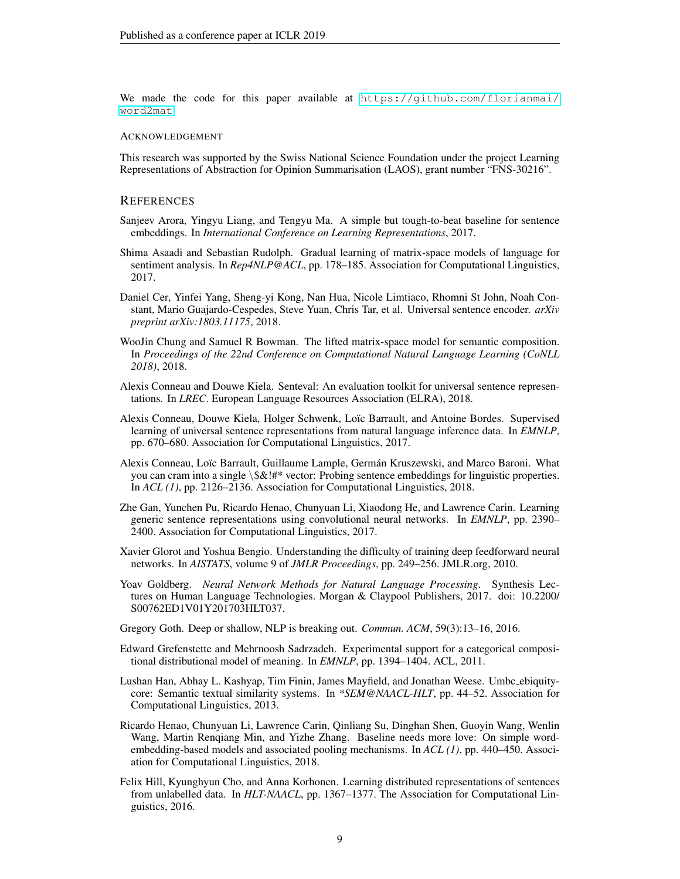We made the code for this paper available at https://github.com/florianmai/word2mat.

#### ACKNOWLEDGEMENT

This research was supported by the Swiss National Science Foundation under the project Learning Representations of Abstraction for Opinion Summarisation (LAOS), grant number "FNS-30216".

## REFERENCES

Sanjeev Arora, Yingyu Liang, and Tengyu Ma. A simple but tough-to-beat baseline for sentence embeddings. In *International Conference on Learning Representations*, 2017.

Shima Asaadi and Sebastian Rudolph. Gradual learning of matrix-space models of language for sentiment analysis. In *Rep4NLP@ACL*, pp. 178–185. Association for Computational Linguistics, 2017.

Daniel Cer, Yinfei Yang, Sheng-yi Kong, Nan Hua, Nicole Limtiaco, Rhomni St John, Noah Constant, Mario Guajardo-Cespedes, Steve Yuan, Chris Tar, et al. Universal sentence encoder. *arXiv preprint arXiv:1803.11175*, 2018.

WooJin Chung and Samuel R Bowman. The lifted matrix-space model for semantic composition. In *Proceedings of the 22nd Conference on Computational Natural Language Learning (CoNLL 2018)*, 2018.

Alexis Conneau and Douwe Kiela. Senteval: An evaluation toolkit for universal sentence representations. In *LREC*. European Language Resources Association (ELRA), 2018.

Alexis Conneau, Douwe Kiela, Holger Schwenk, Loïc Barrault, and Antoine Bordes. Supervised learning of universal sentence representations from natural language inference data. In *EMNLP*, pp. 670–680. Association for Computational Linguistics, 2017.

Alexis Conneau, Loïc Barrault, Guillaume Lample, Germán Kruszewski, and Marco Baroni. What you can cram into a single \$&!#* vector: Probing sentence embeddings for linguistic properties. In *ACL (1)*, pp. 2126–2136. Association for Computational Linguistics, 2018.

Zhe Gan, Yunchen Pu, Ricardo Henao, Chunyuan Li, Xiaodong He, and Lawrence Carin. Learning generic sentence representations using convolutional neural networks. In *EMNLP*, pp. 2390–2400. Association for Computational Linguistics, 2017.

Xavier Glorot and Yoshua Bengio. Understanding the difficulty of training deep feedforward neural networks. In *AISTATS*, volume 9 of *JMLR Proceedings*, pp. 249–256. JMLR.org, 2010.

Yoav Goldberg. *Neural Network Methods for Natural Language Processing*. Synthesis Lectures on Human Language Technologies. Morgan & Claypool Publishers, 2017. doi: 10.2200/S00762ED1V01Y201703HLT037.

Gregory Goth. Deep or shallow, NLP is breaking out. *Commun. ACM*, 59(3):13–16, 2016.

Edward Grefenstette and Mehrnoosh Sadrzadeh. Experimental support for a categorical compositional distributional model of meaning. In *EMNLP*, pp. 1394–1404. ACL, 2011.

Lushan Han, Abhay L. Kashyap, Tim Finin, James Mayfield, and Jonathan Weese. Umbc_ebiquity-core: Semantic textual similarity systems. In *\*SEM@NAACL-HLT*, pp. 44–52. Association for Computational Linguistics, 2013.

Ricardo Henao, Chunyuan Li, Lawrence Carin, Qinliang Su, Dinghan Shen, Guoyin Wang, Wenlin Wang, Martin Renqiang Min, and Yizhe Zhang. Baseline needs more love: On simple word-embedding-based models and associated pooling mechanisms. In *ACL (1)*, pp. 440–450. Association for Computational Linguistics, 2018.

Felix Hill, Kyunghyun Cho, and Anna Korhonen. Learning distributed representations of sentences from unlabelled data. In *HLT-NAACL*, pp. 1367–1377. The Association for Computational Linguistics, 2016.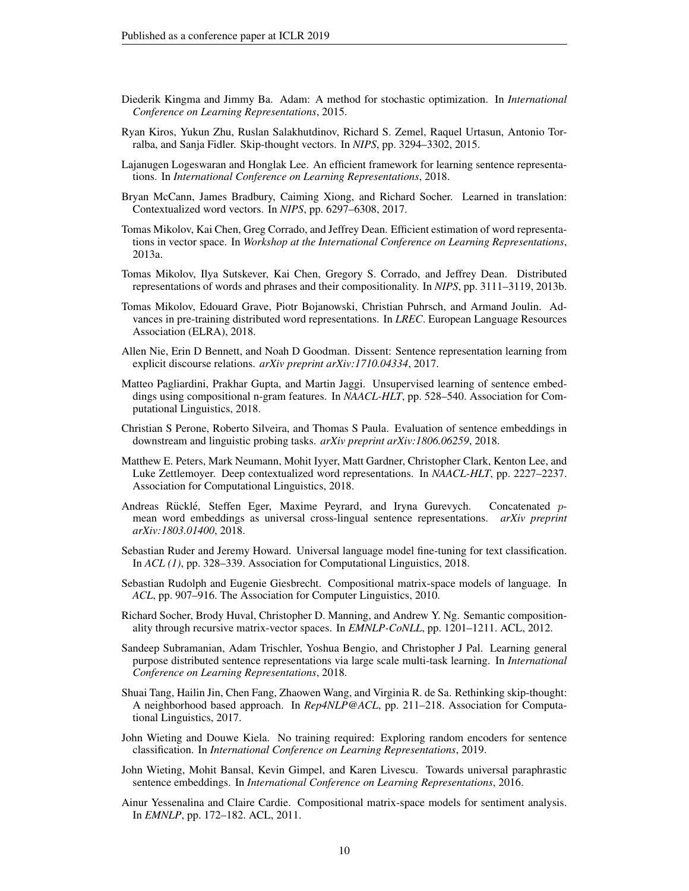Diederik Kingma and Jimmy Ba. Adam: A method for stochastic optimization. In *International Conference on Learning Representations*, 2015.

Ryan Kiros, Yukun Zhu, Ruslan Salakhutdinov, Richard S. Zemel, Raquel Urtasun, Antonio Torralba, and Sanja Fidler. Skip-thought vectors. In *NIPS*, pp. 3294–3302, 2015.

Lajanugen Logeswaran and Honglak Lee. An efficient framework for learning sentence representations. In *International Conference on Learning Representations*, 2018.

Bryan McCann, James Bradbury, Caiming Xiong, and Richard Socher. Learned in translation: Contextualized word vectors. In *NIPS*, pp. 6297–6308, 2017.

Tomas Mikolov, Kai Chen, Greg Corrado, and Jeffrey Dean. Efficient estimation of word representations in vector space. In *Workshop at the International Conference on Learning Representations*, 2013a.

Tomas Mikolov, Ilya Sutskever, Kai Chen, Gregory S. Corrado, and Jeffrey Dean. Distributed representations of words and phrases and their compositionality. In *NIPS*, pp. 3111–3119, 2013b.

Tomas Mikolov, Edouard Grave, Piotr Bojanowski, Christian Puhrsch, and Armand Joulin. Advances in pre-training distributed word representations. In *LREC*. European Language Resources Association (ELRA), 2018.

Allen Nie, Erin D Bennett, and Noah D Goodman. Dissent: Sentence representation learning from explicit discourse relations. *arXiv preprint arXiv:1710.04334*, 2017.

Matteo Pagliardini, Prakhar Gupta, and Martin Jaggi. Unsupervised learning of sentence embeddings using compositional n-gram features. In *NAACL-HLT*, pp. 528–540. Association for Computational Linguistics, 2018.

Christian S Perone, Roberto Silveira, and Thomas S Paula. Evaluation of sentence embeddings in downstream and linguistic probing tasks. *arXiv preprint arXiv:1806.06259*, 2018.

Matthew E. Peters, Mark Neumann, Mohit Iyyer, Matt Gardner, Christopher Clark, Kenton Lee, and Luke Zettlemoyer. Deep contextualized word representations. In *NAACL-HLT*, pp. 2227–2237. Association for Computational Linguistics, 2018.

Andreas Rücklé, Steffen Eger, Maxime Peyrard, and Iryna Gurevych. Concatenated $p$-mean word embeddings as universal cross-lingual sentence representations. *arXiv preprint arXiv:1803.01400*, 2018.

Sebastian Ruder and Jeremy Howard. Universal language model fine-tuning for text classification. In *ACL (1)*, pp. 328–339. Association for Computational Linguistics, 2018.

Sebastian Rudolph and Eugenie Giesbrecht. Compositional matrix-space models of language. In *ACL*, pp. 907–916. The Association for Computer Linguistics, 2010.

Richard Socher, Brody Huval, Christopher D. Manning, and Andrew Y. Ng. Semantic compositionality through recursive matrix-vector spaces. In *EMNLP-CoNLL*, pp. 1201–1211. ACL, 2012.

Sandeep Subramanian, Adam Trischler, Yoshua Bengio, and Christopher J Pal. Learning general purpose distributed sentence representations via large scale multi-task learning. In *International Conference on Learning Representations*, 2018.

Shuai Tang, Hailin Jin, Chen Fang, Zhaowen Wang, and Virginia R. de Sa. Rethinking skip-thought: A neighborhood based approach. In *Rep4NLP@ACL*, pp. 211–218. Association for Computational Linguistics, 2017.

John Wieting and Douwe Kiela. No training required: Exploring random encoders for sentence classification. In *International Conference on Learning Representations*, 2019.

John Wieting, Mohit Bansal, Kevin Gimpel, and Karen Livescu. Towards universal paraphrastic sentence embeddings. In *International Conference on Learning Representations*, 2016.

Ainur Yessenalina and Claire Cardie. Compositional matrix-space models for sentiment analysis. In *EMNLP*, pp. 172–182. ACL, 2011.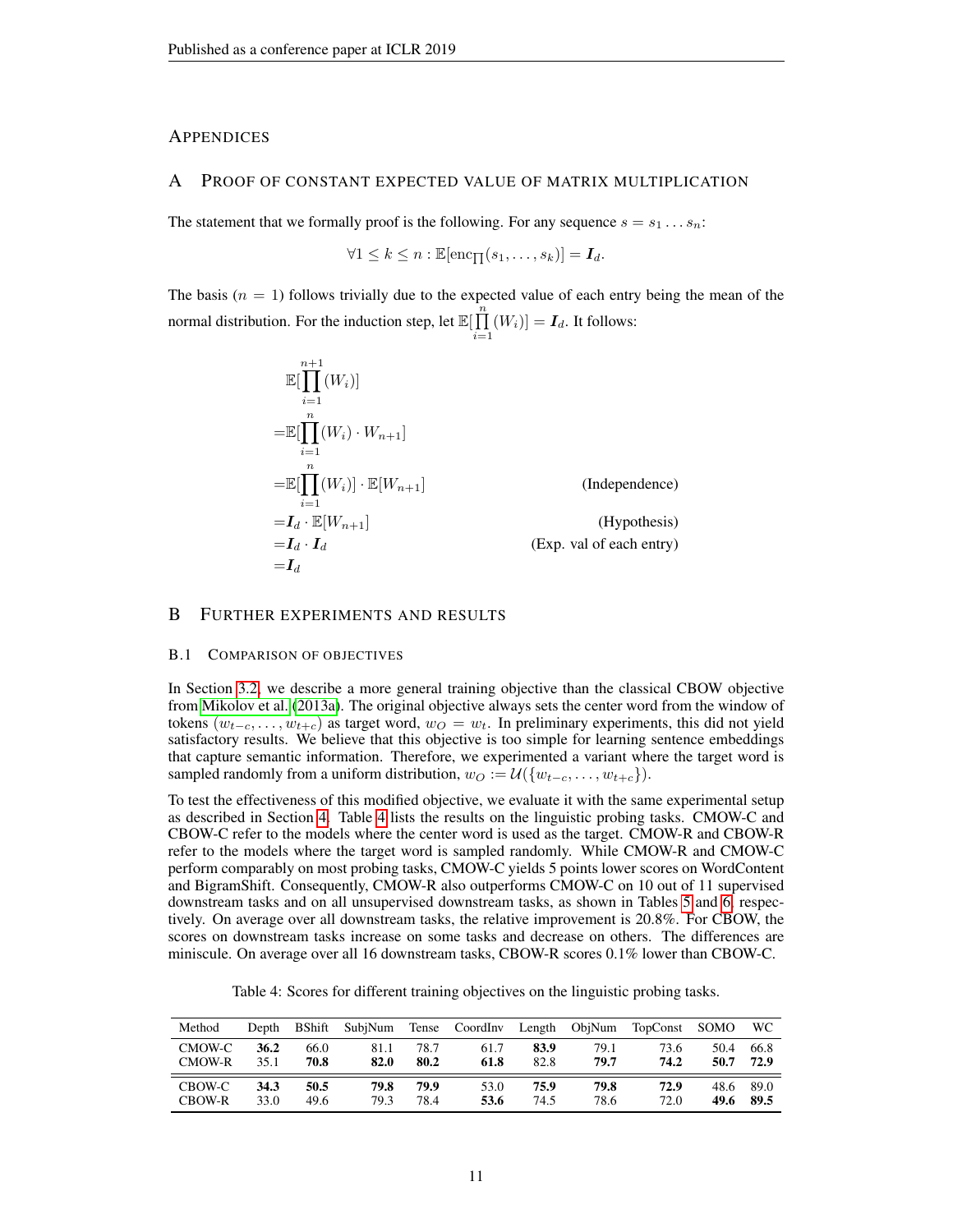# APPENDICES

## A PROOF OF CONSTANT EXPECTED VALUE OF MATRIX MULTIPLICATION

The statement that we formally proof is the following. For any sequence $s = s_1 \dots s_n$:

$$\forall 1 \leq k \leq n : \mathbb{E}[\text{enc}_{\prod}(s_1, \dots, s_k)] = \boldsymbol{I}_d.$$

The basis ($n = 1$) follows trivially due to the expected value of each entry being the mean of the normal distribution. For the induction step, let $\mathbb{E}[\prod_{i=1}^{n}(W_i)] = \boldsymbol{I}_d$. It follows:

$$
\begin{aligned}
&\mathbb{E}[\prod_{i=1}^{n+1}(W_i)] \\
=&\mathbb{E}[\prod_{i=1}^{n}(W_i) \cdot W_{n+1}] \\
=&\mathbb{E}[\prod_{i=1}^{n}(W_i)] \cdot \mathbb{E}[W_{n+1}] && \text{(Independence)} \\
=&\boldsymbol{I}_d \cdot \mathbb{E}[W_{n+1}] && \text{(Hypothesis)} \\
=&\boldsymbol{I}_d \cdot \boldsymbol{I}_d && \text{(Exp. val of each entry)} \\
=&\boldsymbol{I}_d
\end{aligned}
$$

## B FURTHER EXPERIMENTS AND RESULTS

### B.1 COMPARISON OF OBJECTIVES

In Section 3.2, we describe a more general training objective than the classical CBOW objective from Mikolov et al. (2013a). The original objective always sets the center word from the window of tokens $(w_{t-c}, \dots, w_{t+c})$ as target word, $w_O = w_t$. In preliminary experiments, this did not yield satisfactory results. We believe that this objective is too simple for learning sentence embeddings that capture semantic information. Therefore, we experimented a variant where the target word is sampled randomly from a uniform distribution, $w_O := \mathcal{U}(\{w_{t-c}, \dots, w_{t+c}\})$.

To test the effectiveness of this modified objective, we evaluate it with the same experimental setup as described in Section 4. Table 4 lists the results on the linguistic probing tasks. CMOW-C and CBOW-C refer to the models where the center word is used as the target. CMOW-R and CBOW-R refer to the models where the target word is sampled randomly. While CMOW-R and CMOW-C perform comparably on most probing tasks, CMOW-C yields 5 points lower scores on WordContent and BigramShift. Consequently, CMOW-R also outperforms CMOW-C on 10 out of 11 supervised downstream tasks and on all unsupervised downstream tasks, as shown in Tables 5 and 6, respectively. On average over all downstream tasks, the relative improvement is 20.8%. For CBOW, the scores on downstream tasks increase on some tasks and decrease on others. The differences are miniscule. On average over all 16 downstream tasks, CBOW-R scores 0.1% lower than CBOW-C.

Table 4: Scores for different training objectives on the linguistic probing tasks.

| Method | Depth | BShift | SubjNum | Tense | CoordInv | Length | ObjNum | TopConst | SOMO | WC |
|---|---|---|---|---|---|---|---|---|---|---|
| CMOW-C | **36.2** | 66.0 | 81.1 | 78.7 | 61.7 | **83.9** | 79.1 | 73.6 | 50.4 | 66.8 |
| CMOW-R | 35.1 | **70.8** | **82.0** | **80.2** | **61.8** | 82.8 | **79.7** | **74.2** | **50.7** | **72.9** |
| CBOW-C | **34.3** | **50.5** | **79.8** | **79.9** | 53.0 | **75.9** | **79.8** | **72.9** | 48.6 | 89.0 |
| CBOW-R | 33.0 | 49.6 | 79.3 | 78.4 | **53.6** | 74.5 | 78.6 | 72.0 | **49.6** | **89.5** |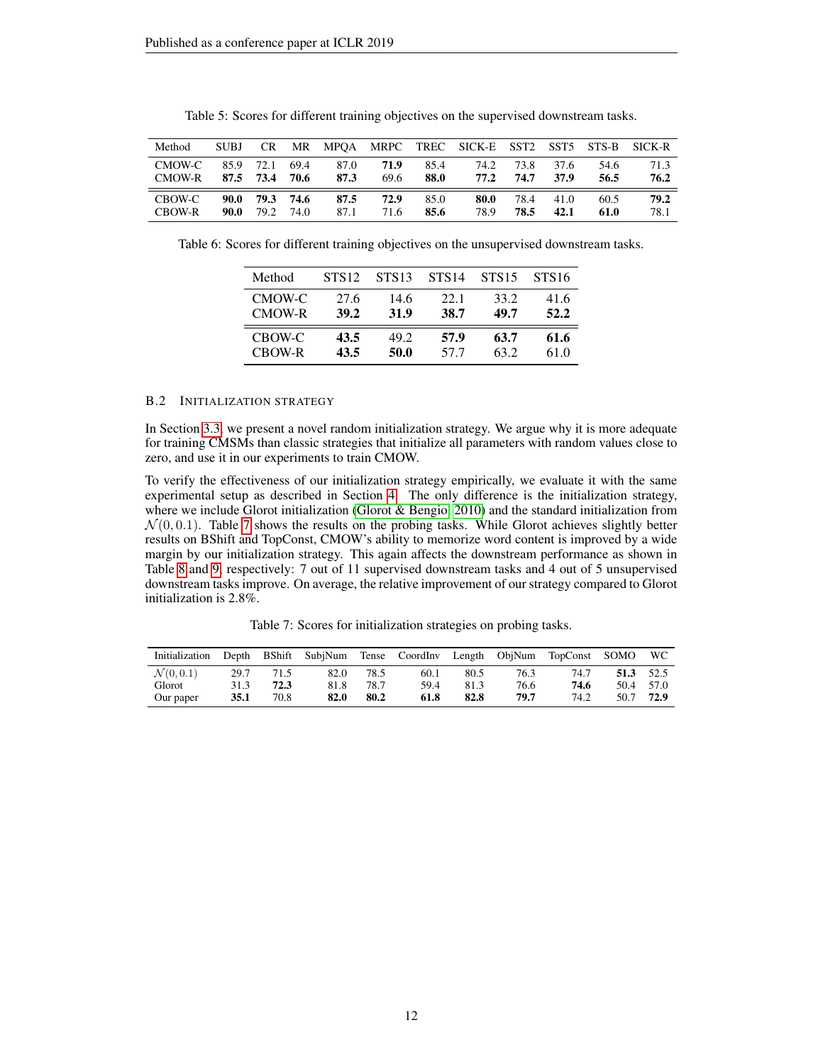Table 5: Scores for different training objectives on the supervised downstream tasks.

| Method | SUBJ | CR | MR | MPQA | MRPC | TREC | SICK-E | SST2 | SST5 | STS-B | SICK-R |
|---|---|---|---|---|---|---|---|---|---|---|---|
| CMOW-C | 85.9 | 72.1 | 69.4 | 87.0 | **71.9** | 85.4 | 74.2 | 73.8 | 37.6 | 54.6 | 71.3 |
| CMOW-R | **87.5** | **73.4** | **70.6** | **87.3** | 69.6 | **88.0** | **77.2** | **74.7** | **37.9** | **56.5** | **76.2** |
| CBOW-C | **90.0** | **79.3** | **74.6** | **87.5** | **72.9** | 85.0 | **80.0** | 78.4 | 41.0 | 60.5 | **79.2** |
| CBOW-R | **90.0** | 79.2 | 74.0 | 87.1 | 71.6 | **85.6** | 78.9 | **78.5** | **42.1** | **61.0** | 78.1 |

Table 6: Scores for different training objectives on the unsupervised downstream tasks.

| Method | STS12 | STS13 | STS14 | STS15 | STS16 |
|---|---|---|---|---|---|
| CMOW-C | 27.6 | 14.6 | 22.1 | 33.2 | 41.6 |
| CMOW-R | **39.2** | **31.9** | **38.7** | **49.7** | **52.2** |
| CBOW-C | **43.5** | 49.2 | **57.9** | **63.7** | **61.6** |
| CBOW-R | **43.5** | **50.0** | 57.7 | 63.2 | 61.0 |

### B.2 Initialization strategy

In Section 3.3, we present a novel random initialization strategy. We argue why it is more adequate for training CMSMs than classic strategies that initialize all parameters with random values close to zero, and use it in our experiments to train CMOW.

To verify the effectiveness of our initialization strategy empirically, we evaluate it with the same experimental setup as described in Section 4. The only difference is the initialization strategy, where we include Glorot initialization (Glorot & Bengio, 2010) and the standard initialization from $\mathcal{N}(0, 0.1)$. Table 7 shows the results on the probing tasks. While Glorot achieves slightly better results on BShift and TopConst, CMOW's ability to memorize word content is improved by a wide margin by our initialization strategy. This again affects the downstream performance as shown in Table 8 and 9, respectively: 7 out of 11 supervised downstream tasks and 4 out of 5 unsupervised downstream tasks improve. On average, the relative improvement of our strategy compared to Glorot initialization is 2.8%.

Table 7: Scores for initialization strategies on probing tasks.

| Initialization | Depth | BShift | SubjNum | Tense | CoordInv | Length | ObjNum | TopConst | SOMO | WC |
|---|---|---|---|---|---|---|---|---|---|---|
| $\mathcal{N}(0, 0.1)$ | 29.7 | 71.5 | 82.0 | 78.5 | 60.1 | 80.5 | 76.3 | 74.7 | **51.3** | 52.5 |
| Glorot | 31.3 | **72.3** | 81.8 | 78.7 | 59.4 | 81.3 | 76.6 | **74.6** | 50.4 | 57.0 |
| Our paper | **35.1** | 70.8 | **82.0** | **80.2** | **61.8** | **82.8** | **79.7** | 74.2 | 50.7 | **72.9** |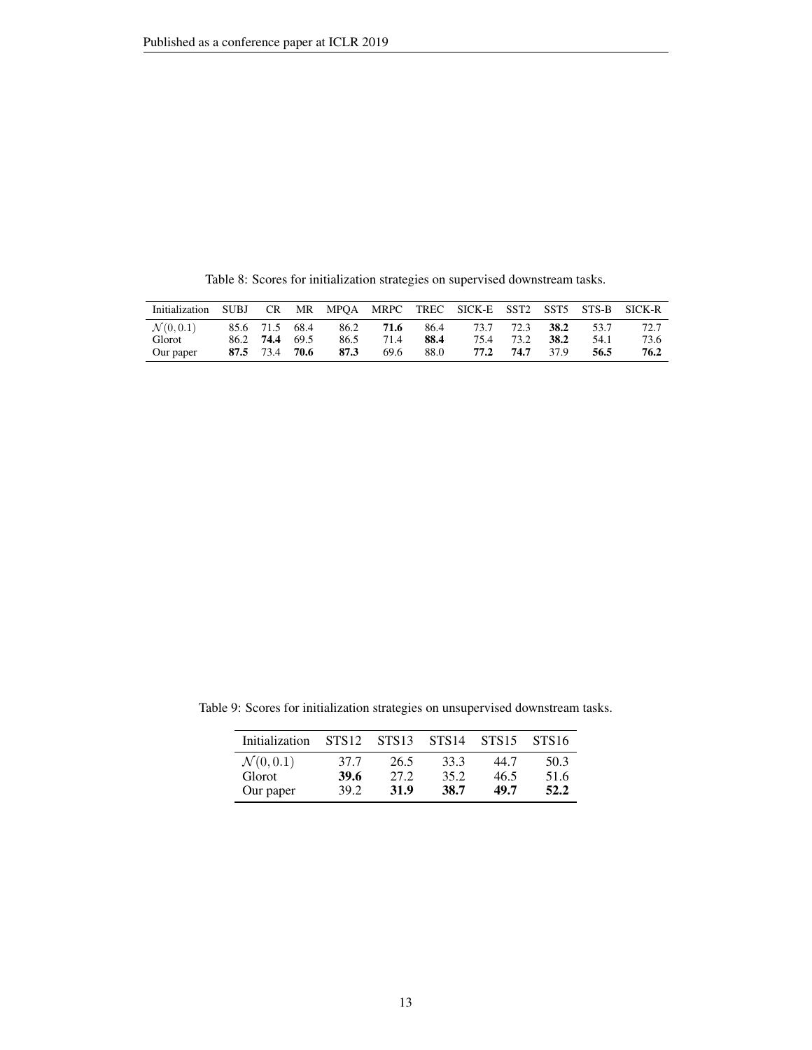Table 8: Scores for initialization strategies on supervised downstream tasks.

| Initialization | SUBJ | CR | MR | MPQA | MRPC | TREC | SICK-E | SST2 | SST5 | STS-B | SICK-R |
|---|---|---|---|---|---|---|---|---|---|---|---|
| $\mathcal{N}(0, 0.1)$ | 85.6 | 71.5 | 68.4 | 86.2 | **71.6** | 86.4 | 73.7 | 72.3 | **38.2** | 53.7 | 72.7 |
| Glorot | 86.2 | **74.4** | 69.5 | 86.5 | 71.4 | **88.4** | 75.4 | 73.2 | **38.2** | 54.1 | 73.6 |
| Our paper | **87.5** | 73.4 | **70.6** | **87.3** | 69.6 | 88.0 | **77.2** | **74.7** | 37.9 | **56.5** | **76.2** |

Table 9: Scores for initialization strategies on unsupervised downstream tasks.

| Initialization | STS12 | STS13 | STS14 | STS15 | STS16 |
|---|---|---|---|---|---|
| $\mathcal{N}(0, 0.1)$ | 37.7 | 26.5 | 33.3 | 44.7 | 50.3 |
| Glorot | **39.6** | 27.2 | 35.2 | 46.5 | 51.6 |
| Our paper | 39.2 | **31.9** | **38.7** | **49.7** | **52.2** |